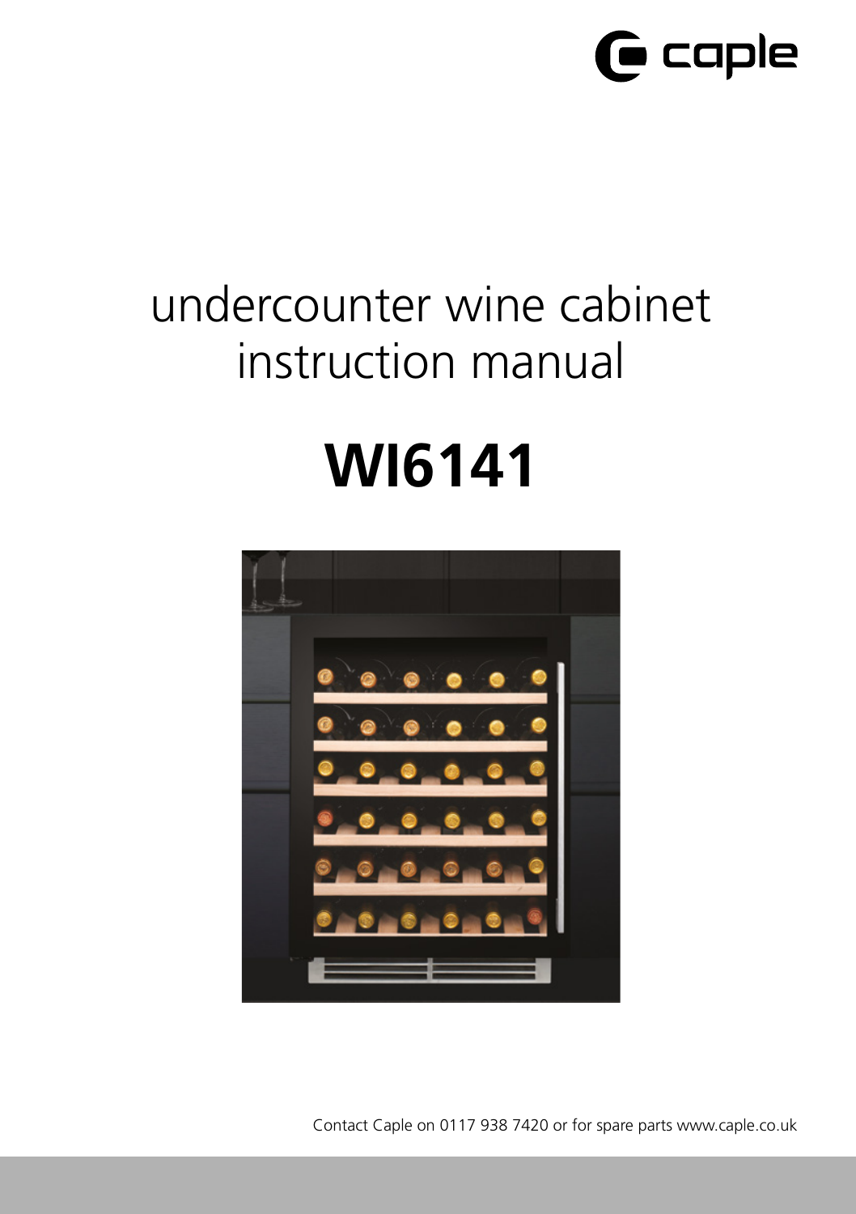caple

# undercounter wine cabinet instruction manual

# WI6141

Contact Caple on 0117 938 7420 or for spare parts www.caple.co.uk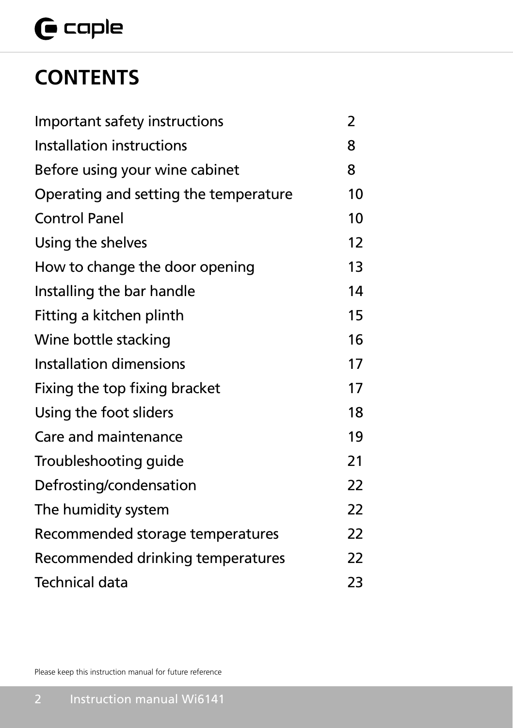# CONTENTS

| | |
|---|---|
| Important safety instructions | 2 |
| Installation instructions | 8 |
| Before using your wine cabinet | 8 |
| Operating and setting the temperature | 10 |
| Control Panel | 10 |
| Using the shelves | 12 |
| How to change the door opening | 13 |
| Installing the bar handle | 14 |
| Fitting a kitchen plinth | 15 |
| Wine bottle stacking | 16 |
| Installation dimensions | 17 |
| Fixing the top fixing bracket | 17 |
| Using the foot sliders | 18 |
| Care and maintenance | 19 |
| Troubleshooting guide | 21 |
| Defrosting/condensation | 22 |
| The humidity system | 22 |
| Recommended storage temperatures | 22 |
| Recommended drinking temperatures | 22 |
| Technical data | 23 |

Please keep this instruction manual for future reference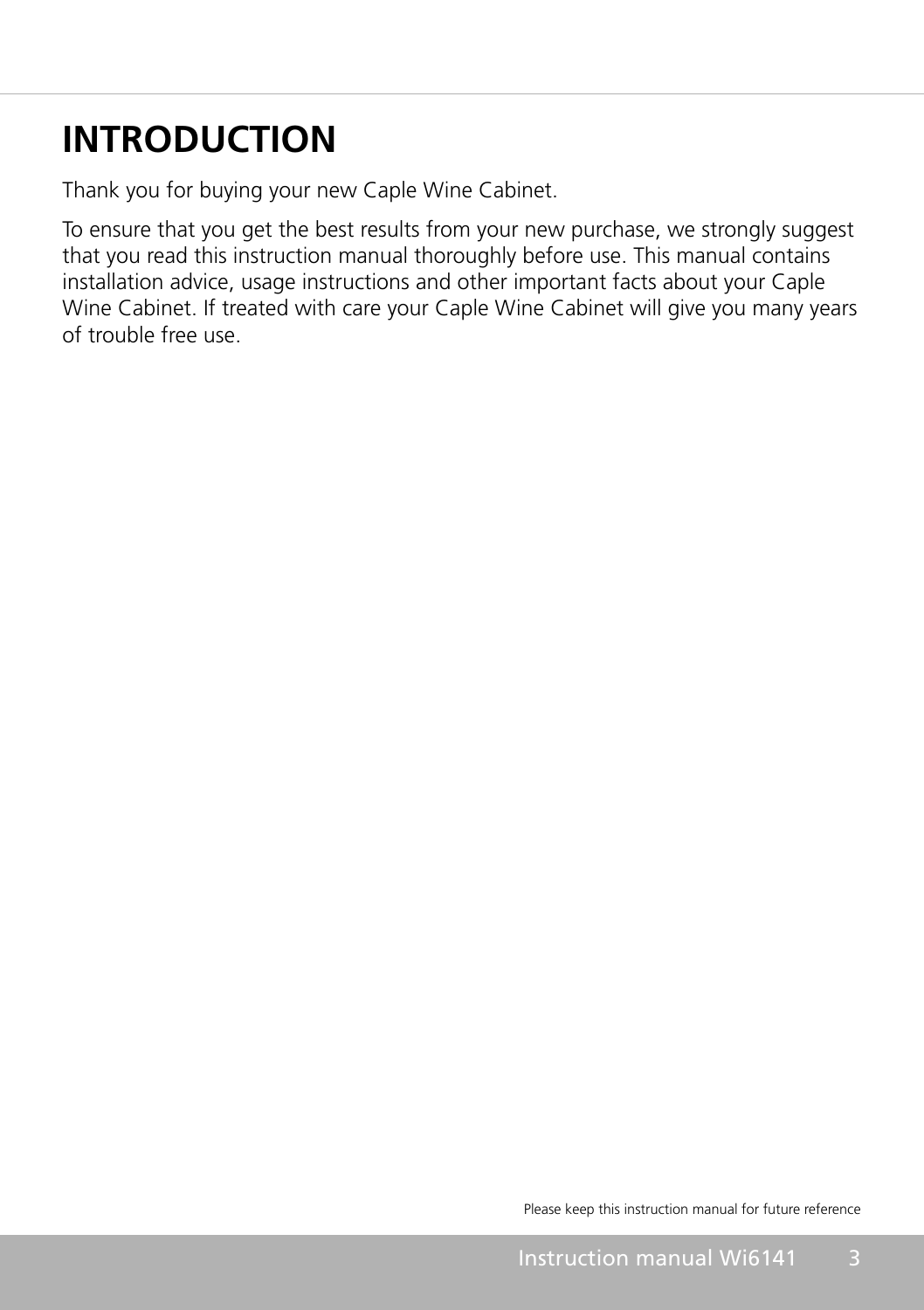# INTRODUCTION

Thank you for buying your new Caple Wine Cabinet.

To ensure that you get the best results from your new purchase, we strongly suggest that you read this instruction manual thoroughly before use. This manual contains installation advice, usage instructions and other important facts about your Caple Wine Cabinet. If treated with care your Caple Wine Cabinet will give you many years of trouble free use.

Please keep this instruction manual for future reference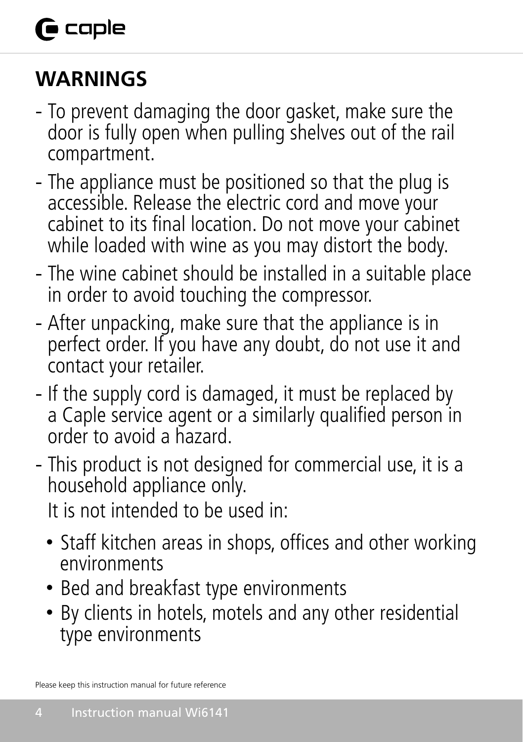## WARNINGS

- To prevent damaging the door gasket, make sure the door is fully open when pulling shelves out of the rail compartment.
- The appliance must be positioned so that the plug is accessible. Release the electric cord and move your cabinet to its final location. Do not move your cabinet while loaded with wine as you may distort the body.
- The wine cabinet should be installed in a suitable place in order to avoid touching the compressor.
- After unpacking, make sure that the appliance is in perfect order. If you have any doubt, do not use it and contact your retailer.
- If the supply cord is damaged, it must be replaced by a Caple service agent or a similarly qualified person in order to avoid a hazard.
- This product is not designed for commercial use, it is a household appliance only.

  It is not intended to be used in:

  - Staff kitchen areas in shops, offices and other working environments
  - Bed and breakfast type environments
  - By clients in hotels, motels and any other residential type environments

Please keep this instruction manual for future reference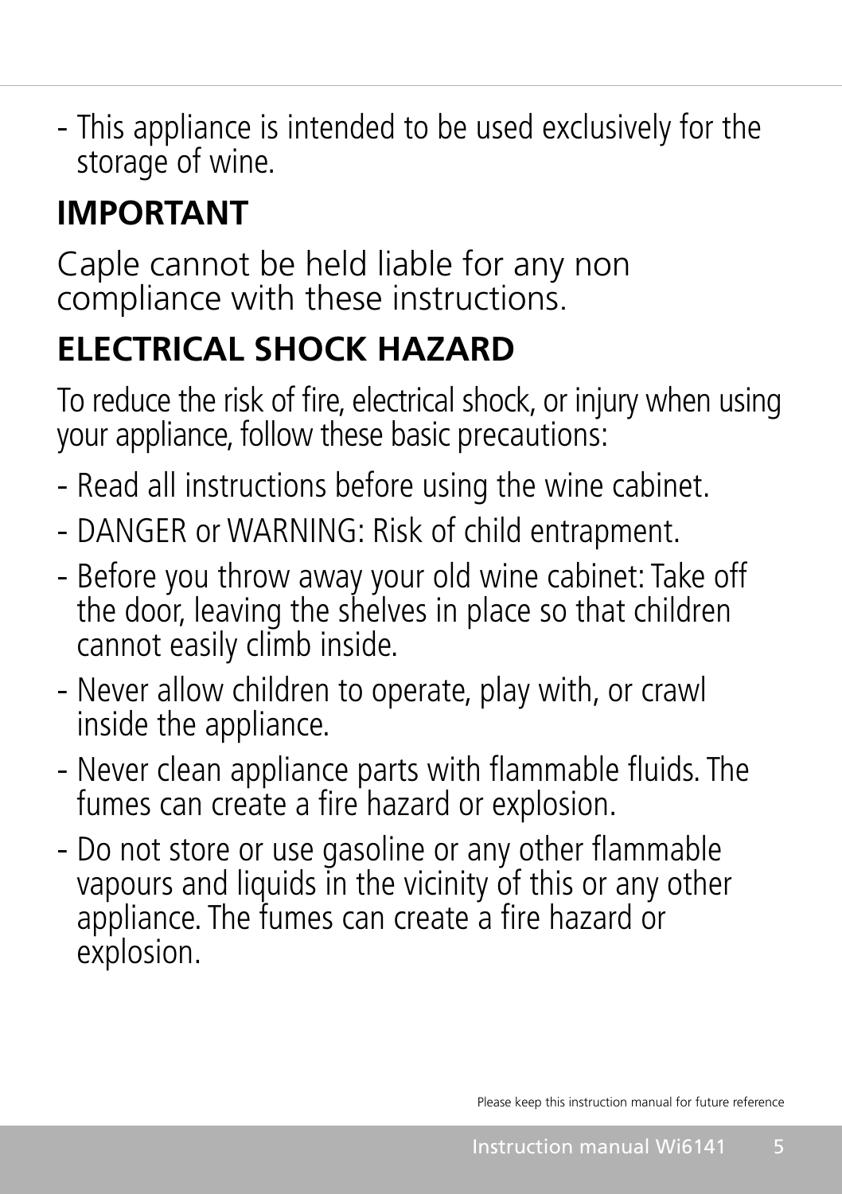- This appliance is intended to be used exclusively for the storage of wine.

## IMPORTANT

Caple cannot be held liable for any non compliance with these instructions.

## ELECTRICAL SHOCK HAZARD

To reduce the risk of fire, electrical shock, or injury when using your appliance, follow these basic precautions:

- Read all instructions before using the wine cabinet.
- DANGER or WARNING: Risk of child entrapment.
- Before you throw away your old wine cabinet: Take off the door, leaving the shelves in place so that children cannot easily climb inside.
- Never allow children to operate, play with, or crawl inside the appliance.
- Never clean appliance parts with flammable fluids. The fumes can create a fire hazard or explosion.
- Do not store or use gasoline or any other flammable vapours and liquids in the vicinity of this or any other appliance. The fumes can create a fire hazard or explosion.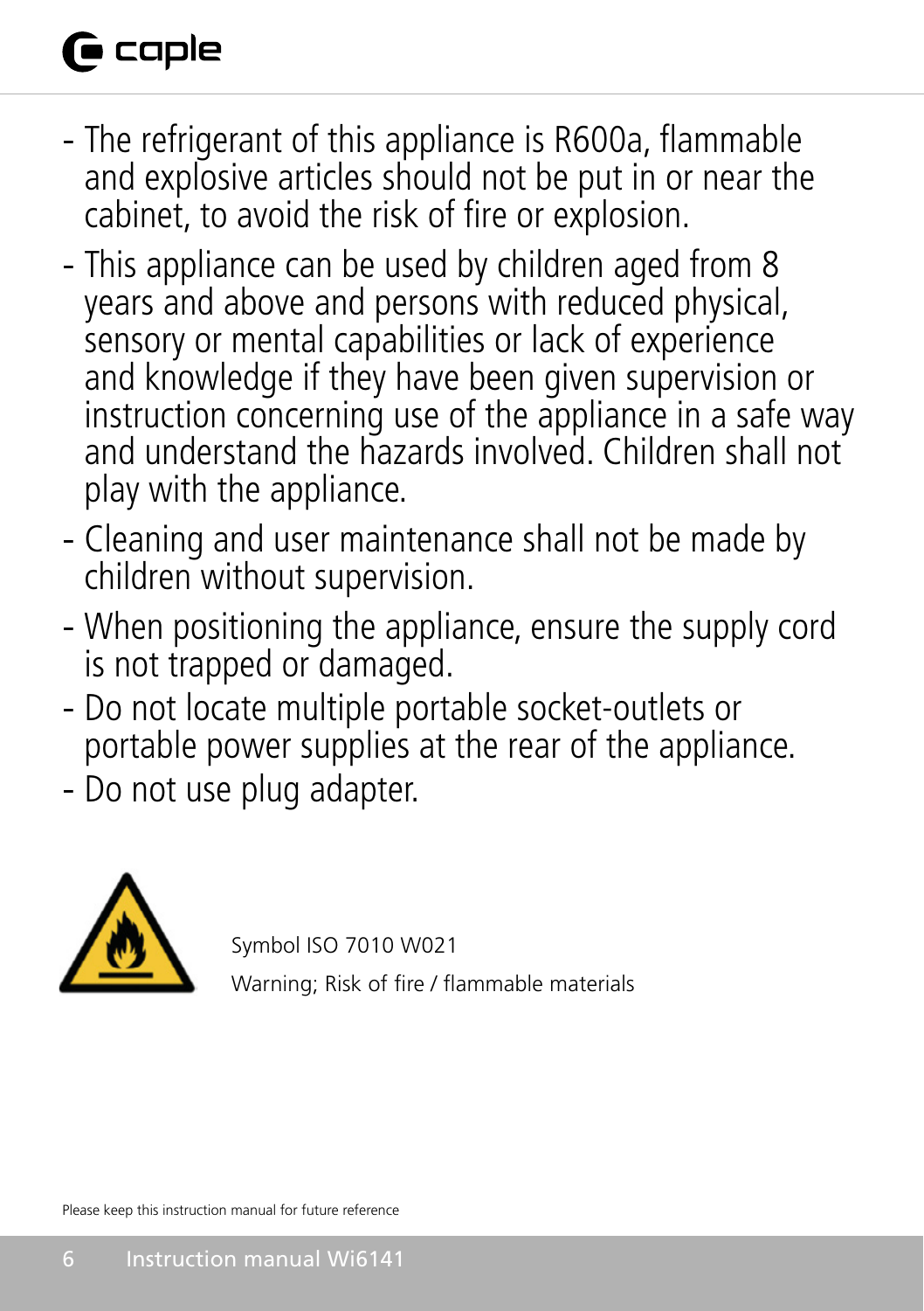- The refrigerant of this appliance is R600a, flammable and explosive articles should not be put in or near the cabinet, to avoid the risk of fire or explosion.
- This appliance can be used by children aged from 8 years and above and persons with reduced physical, sensory or mental capabilities or lack of experience and knowledge if they have been given supervision or instruction concerning use of the appliance in a safe way and understand the hazards involved. Children shall not play with the appliance.
- Cleaning and user maintenance shall not be made by children without supervision.
- When positioning the appliance, ensure the supply cord is not trapped or damaged.
- Do not locate multiple portable socket-outlets or portable power supplies at the rear of the appliance.
- Do not use plug adapter.

Symbol ISO 7010 W021

Warning; Risk of fire / flammable materials

Please keep this instruction manual for future reference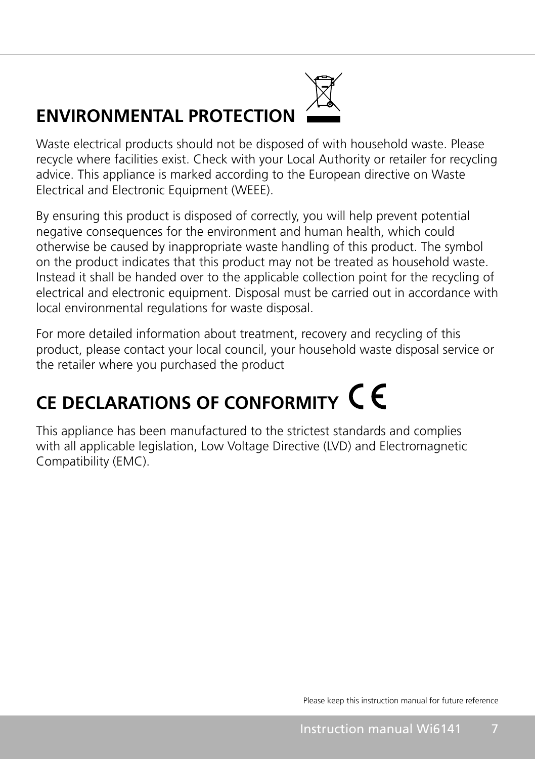## ENVIRONMENTAL PROTECTION

Waste electrical products should not be disposed of with household waste. Please recycle where facilities exist. Check with your Local Authority or retailer for recycling advice. This appliance is marked according to the European directive on Waste Electrical and Electronic Equipment (WEEE).

By ensuring this product is disposed of correctly, you will help prevent potential negative consequences for the environment and human health, which could otherwise be caused by inappropriate waste handling of this product. The symbol on the product indicates that this product may not be treated as household waste. Instead it shall be handed over to the applicable collection point for the recycling of electrical and electronic equipment. Disposal must be carried out in accordance with local environmental regulations for waste disposal.

For more detailed information about treatment, recovery and recycling of this product, please contact your local council, your household waste disposal service or the retailer where you purchased the product

## CE DECLARATIONS OF CONFORMITY

This appliance has been manufactured to the strictest standards and complies with all applicable legislation, Low Voltage Directive (LVD) and Electromagnetic Compatibility (EMC).

Please keep this instruction manual for future reference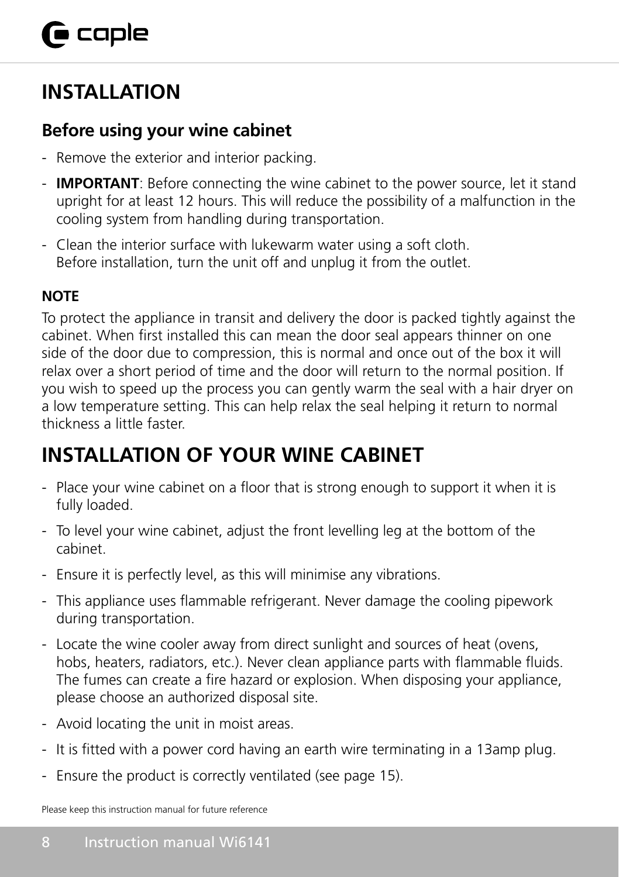# INSTALLATION

## Before using your wine cabinet

- Remove the exterior and interior packing.
- **IMPORTANT**: Before connecting the wine cabinet to the power source, let it stand upright for at least 12 hours. This will reduce the possibility of a malfunction in the cooling system from handling during transportation.
- Clean the interior surface with lukewarm water using a soft cloth.
  Before installation, turn the unit off and unplug it from the outlet.

**NOTE**

To protect the appliance in transit and delivery the door is packed tightly against the cabinet. When first installed this can mean the door seal appears thinner on one side of the door due to compression, this is normal and once out of the box it will relax over a short period of time and the door will return to the normal position. If you wish to speed up the process you can gently warm the seal with a hair dryer on a low temperature setting. This can help relax the seal helping it return to normal thickness a little faster.

# INSTALLATION OF YOUR WINE CABINET

- Place your wine cabinet on a floor that is strong enough to support it when it is fully loaded.
- To level your wine cabinet, adjust the front levelling leg at the bottom of the cabinet.
- Ensure it is perfectly level, as this will minimise any vibrations.
- This appliance uses flammable refrigerant. Never damage the cooling pipework during transportation.
- Locate the wine cooler away from direct sunlight and sources of heat (ovens, hobs, heaters, radiators, etc.). Never clean appliance parts with flammable fluids. The fumes can create a fire hazard or explosion. When disposing your appliance, please choose an authorized disposal site.
- Avoid locating the unit in moist areas.
- It is fitted with a power cord having an earth wire terminating in a 13amp plug.
- Ensure the product is correctly ventilated (see page 15).

Please keep this instruction manual for future reference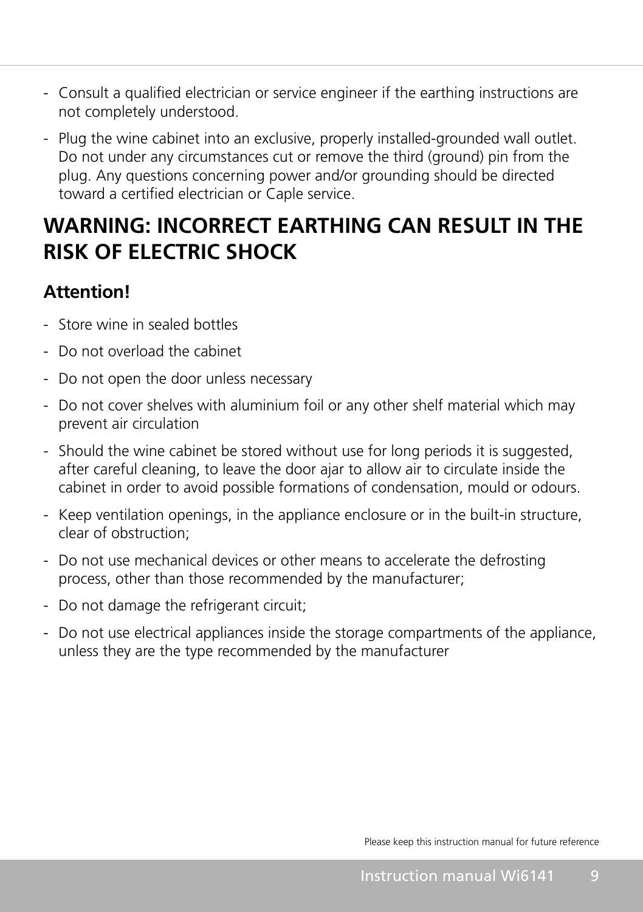- Consult a qualified electrician or service engineer if the earthing instructions are not completely understood.
- Plug the wine cabinet into an exclusive, properly installed-grounded wall outlet. Do not under any circumstances cut or remove the third (ground) pin from the plug. Any questions concerning power and/or grounding should be directed toward a certified electrician or Caple service.

## WARNING: INCORRECT EARTHING CAN RESULT IN THE RISK OF ELECTRIC SHOCK

### Attention!

- Store wine in sealed bottles
- Do not overload the cabinet
- Do not open the door unless necessary
- Do not cover shelves with aluminium foil or any other shelf material which may prevent air circulation
- Should the wine cabinet be stored without use for long periods it is suggested, after careful cleaning, to leave the door ajar to allow air to circulate inside the cabinet in order to avoid possible formations of condensation, mould or odours.
- Keep ventilation openings, in the appliance enclosure or in the built-in structure, clear of obstruction;
- Do not use mechanical devices or other means to accelerate the defrosting process, other than those recommended by the manufacturer;
- Do not damage the refrigerant circuit;
- Do not use electrical appliances inside the storage compartments of the appliance, unless they are the type recommended by the manufacturer

Please keep this instruction manual for future reference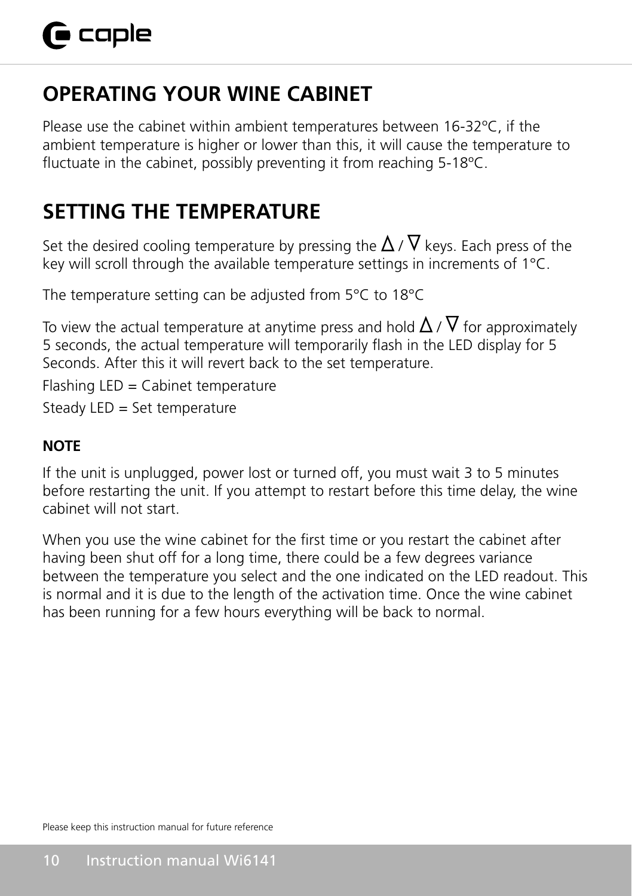## OPERATING YOUR WINE CABINET

Please use the cabinet within ambient temperatures between 16-32ºC, if the ambient temperature is higher or lower than this, it will cause the temperature to fluctuate in the cabinet, possibly preventing it from reaching 5-18ºC.

## SETTING THE TEMPERATURE

Set the desired cooling temperature by pressing the Δ / ∇ keys. Each press of the key will scroll through the available temperature settings in increments of 1°C.

The temperature setting can be adjusted from 5°C to 18°C

To view the actual temperature at anytime press and hold Δ / ∇ for approximately 5 seconds, the actual temperature will temporarily flash in the LED display for 5 Seconds. After this it will revert back to the set temperature.

Flashing LED = Cabinet temperature

Steady LED = Set temperature

**NOTE**

If the unit is unplugged, power lost or turned off, you must wait 3 to 5 minutes before restarting the unit. If you attempt to restart before this time delay, the wine cabinet will not start.

When you use the wine cabinet for the first time or you restart the cabinet after having been shut off for a long time, there could be a few degrees variance between the temperature you select and the one indicated on the LED readout. This is normal and it is due to the length of the activation time. Once the wine cabinet has been running for a few hours everything will be back to normal.

Please keep this instruction manual for future reference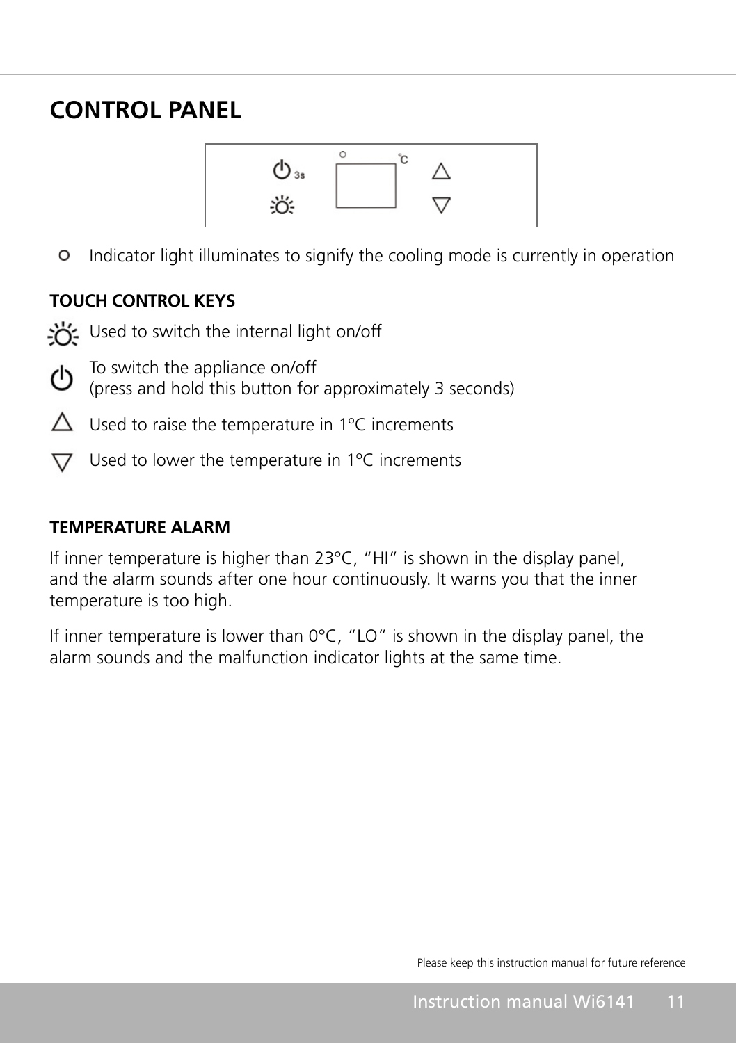# CONTROL PANEL

○ Indicator light illuminates to signify the cooling mode is currently in operation

## TOUCH CONTROL KEYS

- ☼ Used to switch the internal light on/off
- ⏻ To switch the appliance on/off
  (press and hold this button for approximately 3 seconds)
- △ Used to raise the temperature in 1ºC increments
- ▽ Used to lower the temperature in 1ºC increments

## TEMPERATURE ALARM

If inner temperature is higher than 23°C, "HI" is shown in the display panel, and the alarm sounds after one hour continuously. It warns you that the inner temperature is too high.

If inner temperature is lower than 0°C, "LO" is shown in the display panel, the alarm sounds and the malfunction indicator lights at the same time.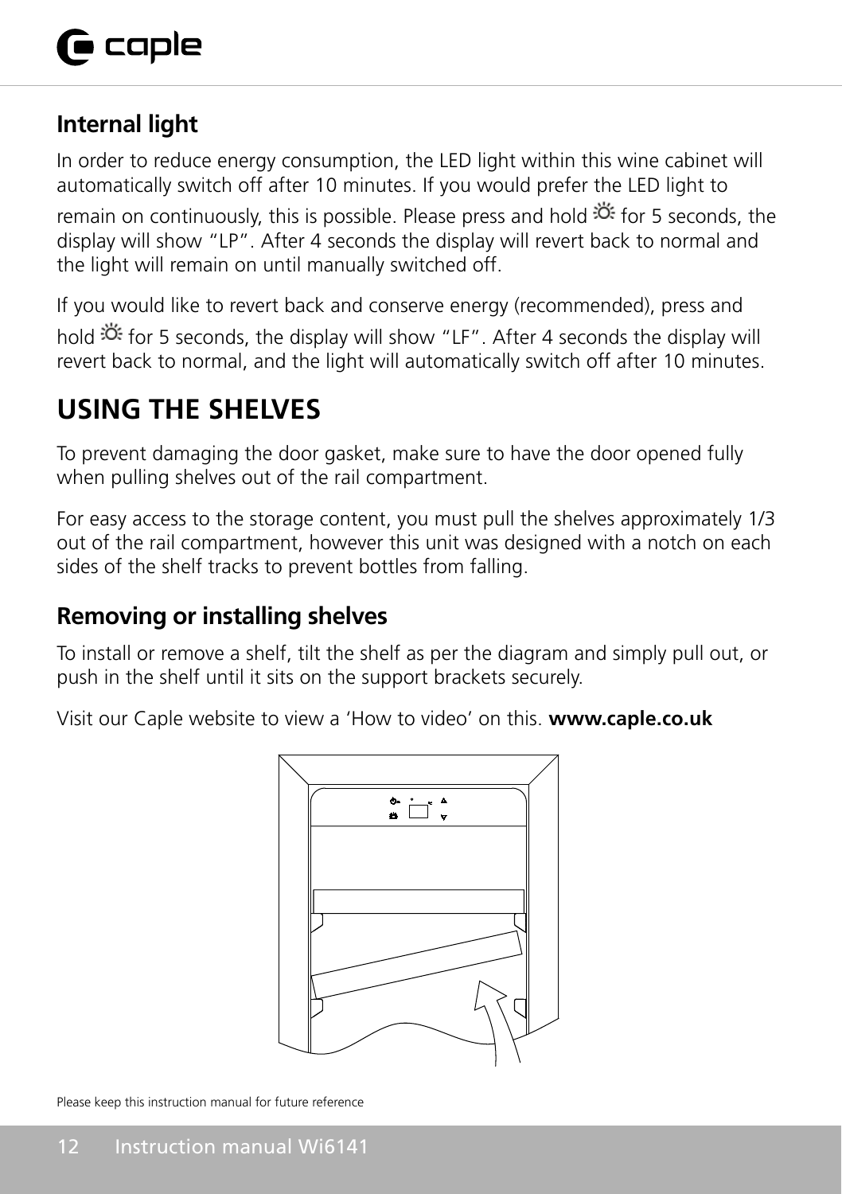## Internal light

In order to reduce energy consumption, the LED light within this wine cabinet will automatically switch off after 10 minutes. If you would prefer the LED light to remain on continuously, this is possible. Please press and hold ☼ for 5 seconds, the display will show "LP". After 4 seconds the display will revert back to normal and the light will remain on until manually switched off.

If you would like to revert back and conserve energy (recommended), press and hold ☼ for 5 seconds, the display will show "LF". After 4 seconds the display will revert back to normal, and the light will automatically switch off after 10 minutes.

# USING THE SHELVES

To prevent damaging the door gasket, make sure to have the door opened fully when pulling shelves out of the rail compartment.

For easy access to the storage content, you must pull the shelves approximately 1/3 out of the rail compartment, however this unit was designed with a notch on each sides of the shelf tracks to prevent bottles from falling.

## Removing or installing shelves

To install or remove a shelf, tilt the shelf as per the diagram and simply pull out, or push in the shelf until it sits on the support brackets securely.

Visit our Caple website to view a 'How to video' on this. **www.caple.co.uk**

Please keep this instruction manual for future reference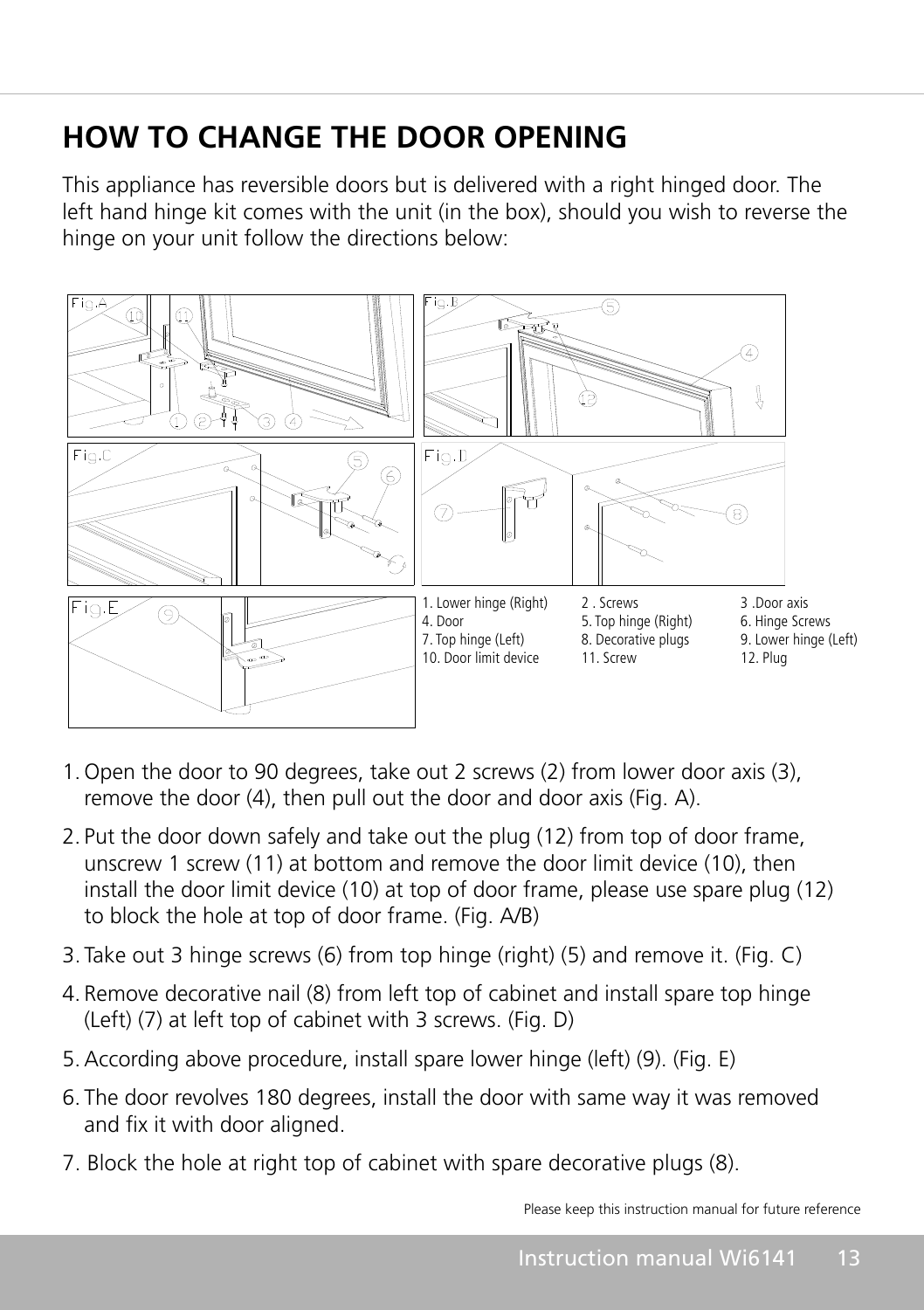# HOW TO CHANGE THE DOOR OPENING

This appliance has reversible doors but is delivered with a right hinged door. The left hand hinge kit comes with the unit (in the box), should you wish to reverse the hinge on your unit follow the directions below:

| | | |
|---|---|---|
| 1. Lower hinge (Right) | 2 . Screws | 3 .Door axis |
| 4. Door | 5. Top hinge (Right) | 6. Hinge Screws |
| 7. Top hinge (Left) | 8. Decorative plugs | 9. Lower hinge (Left) |
| 10. Door limit device | 11. Screw | 12. Plug |

1. Open the door to 90 degrees, take out 2 screws (2) from lower door axis (3), remove the door (4), then pull out the door and door axis (Fig. A).
2. Put the door down safely and take out the plug (12) from top of door frame, unscrew 1 screw (11) at bottom and remove the door limit device (10), then install the door limit device (10) at top of door frame, please use spare plug (12) to block the hole at top of door frame. (Fig. A/B)
3. Take out 3 hinge screws (6) from top hinge (right) (5) and remove it. (Fig. C)
4. Remove decorative nail (8) from left top of cabinet and install spare top hinge (Left) (7) at left top of cabinet with 3 screws. (Fig. D)
5. According above procedure, install spare lower hinge (left) (9). (Fig. E)
6. The door revolves 180 degrees, install the door with same way it was removed and fix it with door aligned.
7. Block the hole at right top of cabinet with spare decorative plugs (8).

Please keep this instruction manual for future reference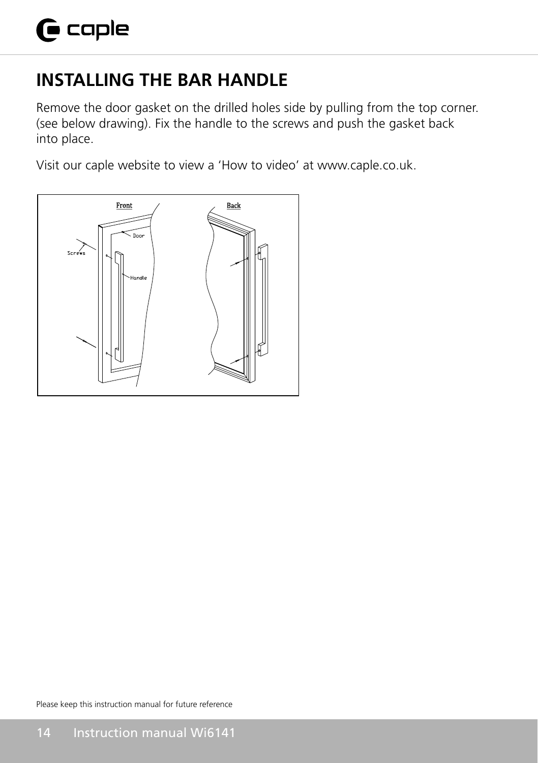## INSTALLING THE BAR HANDLE

Remove the door gasket on the drilled holes side by pulling from the top corner. (see below drawing). Fix the handle to the screws and push the gasket back into place.

Visit our caple website to view a 'How to video' at www.caple.co.uk.

Please keep this instruction manual for future reference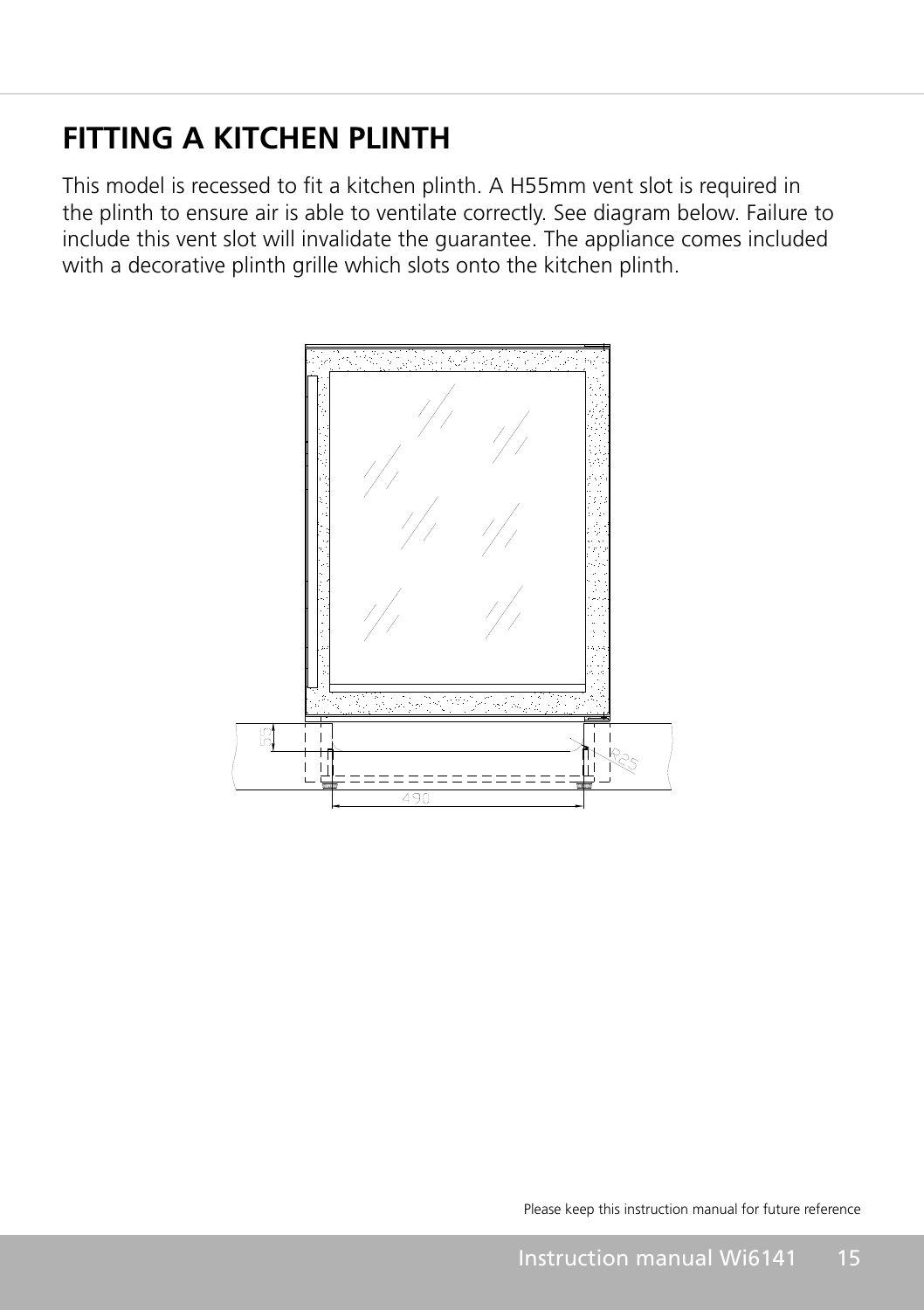# FITTING A KITCHEN PLINTH

This model is recessed to fit a kitchen plinth. A H55mm vent slot is required in the plinth to ensure air is able to ventilate correctly. See diagram below. Failure to include this vent slot will invalidate the guarantee. The appliance comes included with a decorative plinth grille which slots onto the kitchen plinth.

Please keep this instruction manual for future reference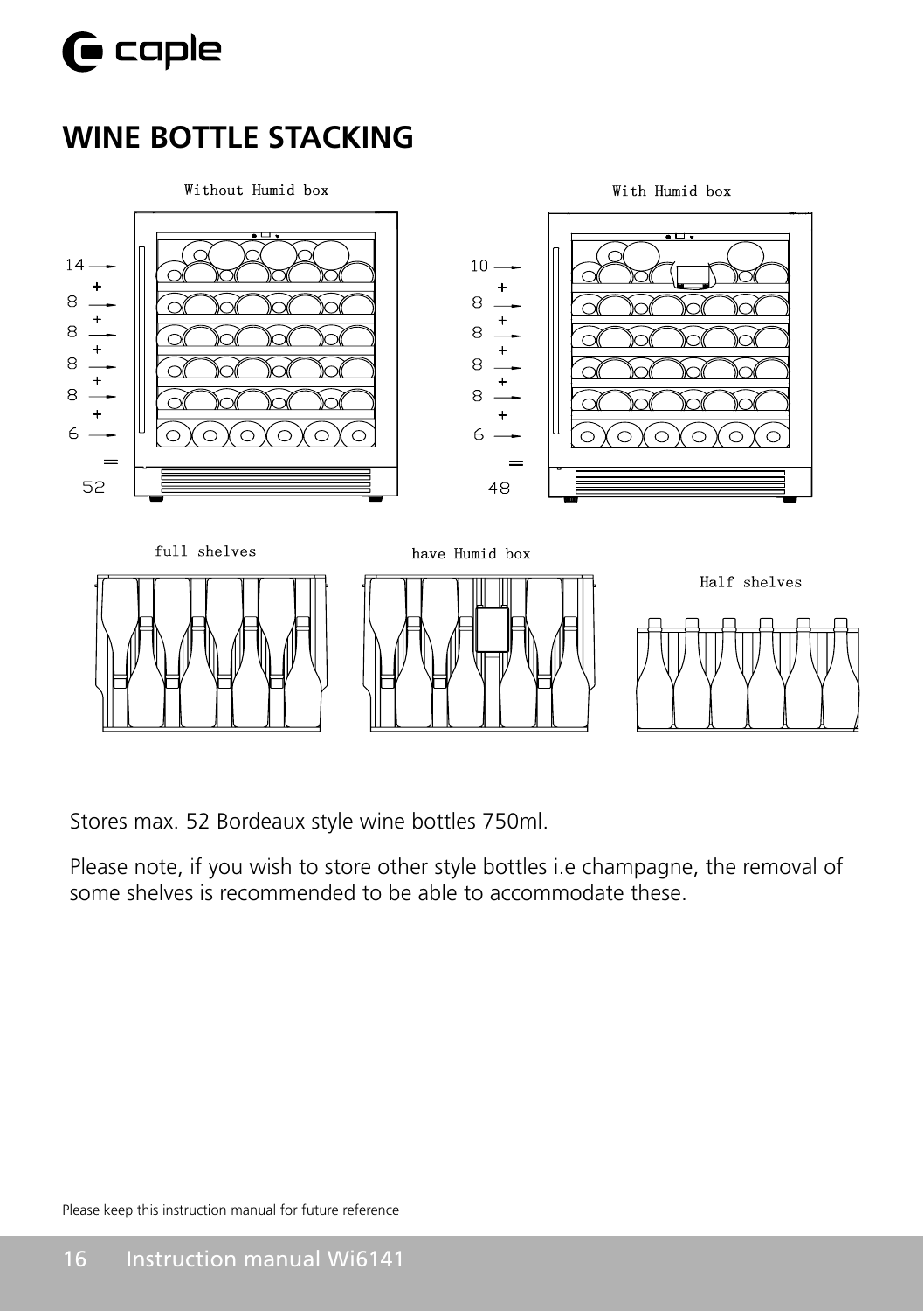# WINE BOTTLE STACKING

Without Humid box

14 + 8 + 8 + 8 + 8 + 6 = 52

With Humid box

10 + 8 + 8 + 8 + 8 + 6 = 48

full shelves

have Humid box

Half shelves

Stores max. 52 Bordeaux style wine bottles 750ml.

Please note, if you wish to store other style bottles i.e champagne, the removal of some shelves is recommended to be able to accommodate these.

Please keep this instruction manual for future reference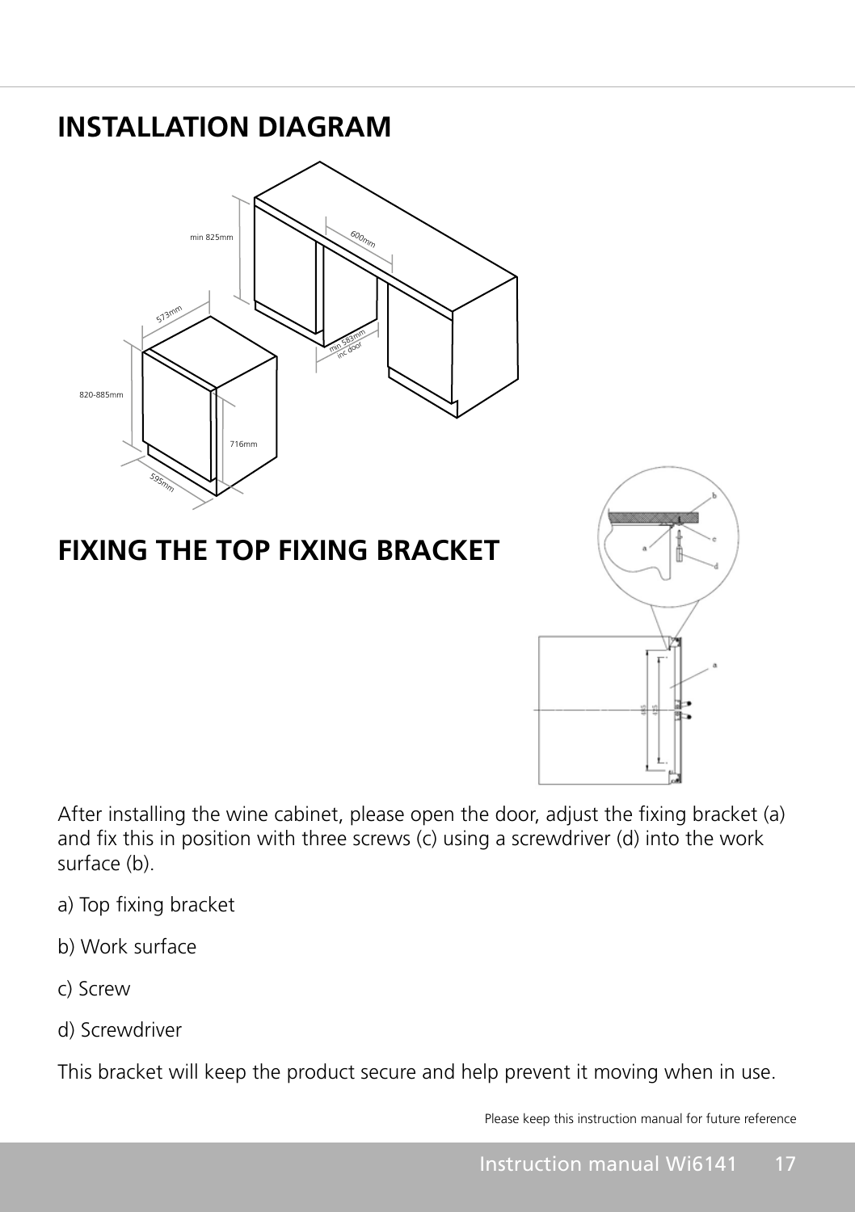# INSTALLATION DIAGRAM

# FIXING THE TOP FIXING BRACKET

After installing the wine cabinet, please open the door, adjust the fixing bracket (a) and fix this in position with three screws (c) using a screwdriver (d) into the work surface (b).

a) Top fixing bracket

b) Work surface

c) Screw

d) Screwdriver

This bracket will keep the product secure and help prevent it moving when in use.

Please keep this instruction manual for future reference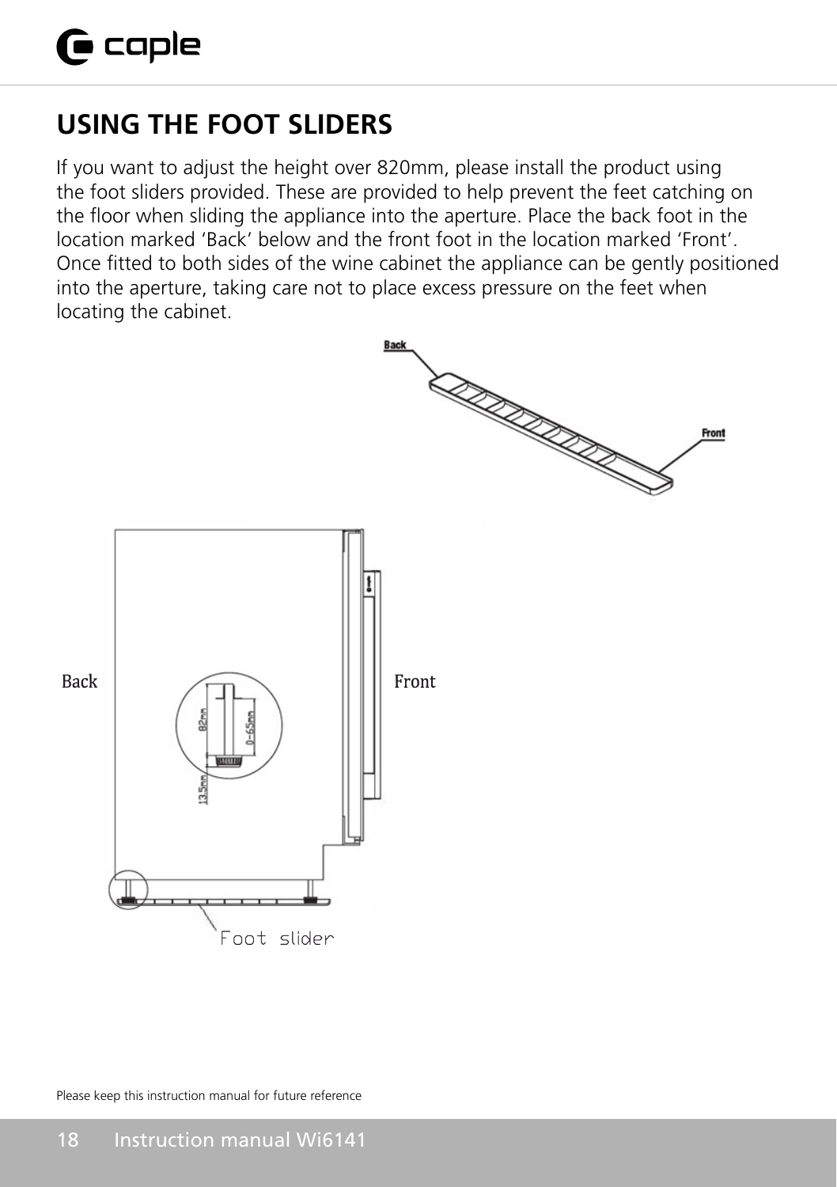## USING THE FOOT SLIDERS

If you want to adjust the height over 820mm, please install the product using the foot sliders provided. These are provided to help prevent the feet catching on the floor when sliding the appliance into the aperture. Place the back foot in the location marked 'Back' below and the front foot in the location marked 'Front'. Once fitted to both sides of the wine cabinet the appliance can be gently positioned into the aperture, taking care not to place excess pressure on the feet when locating the cabinet.

Please keep this instruction manual for future reference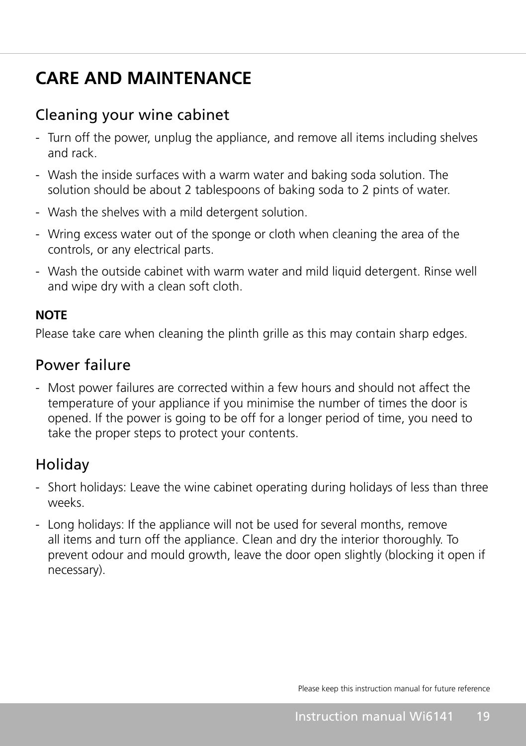# CARE AND MAINTENANCE

## Cleaning your wine cabinet

- Turn off the power, unplug the appliance, and remove all items including shelves and rack.
- Wash the inside surfaces with a warm water and baking soda solution. The solution should be about 2 tablespoons of baking soda to 2 pints of water.
- Wash the shelves with a mild detergent solution.
- Wring excess water out of the sponge or cloth when cleaning the area of the controls, or any electrical parts.
- Wash the outside cabinet with warm water and mild liquid detergent. Rinse well and wipe dry with a clean soft cloth.

**NOTE**

Please take care when cleaning the plinth grille as this may contain sharp edges.

## Power failure

- Most power failures are corrected within a few hours and should not affect the temperature of your appliance if you minimise the number of times the door is opened. If the power is going to be off for a longer period of time, you need to take the proper steps to protect your contents.

## Holiday

- Short holidays: Leave the wine cabinet operating during holidays of less than three weeks.
- Long holidays: If the appliance will not be used for several months, remove all items and turn off the appliance. Clean and dry the interior thoroughly. To prevent odour and mould growth, leave the door open slightly (blocking it open if necessary).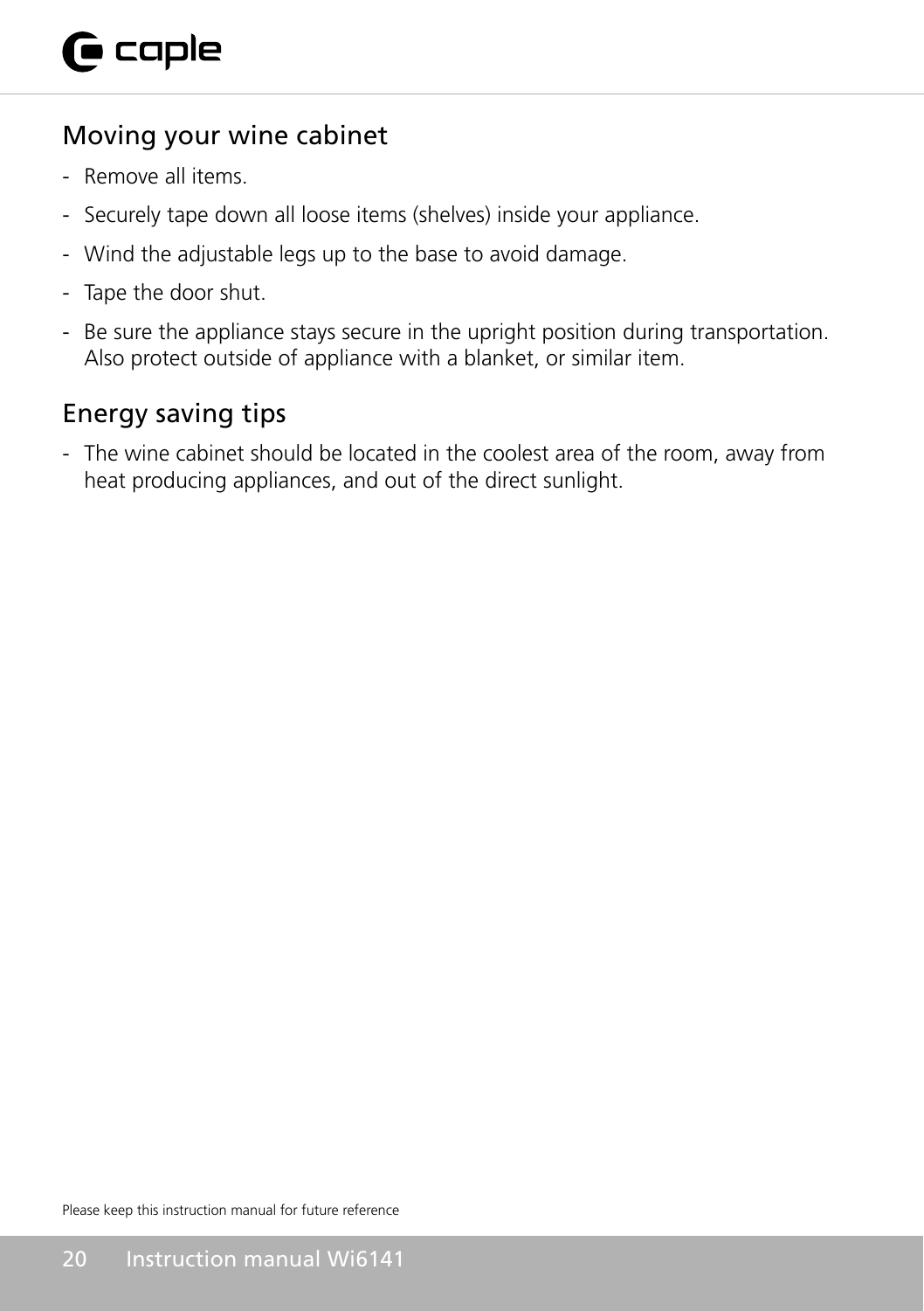## Moving your wine cabinet

- Remove all items.
- Securely tape down all loose items (shelves) inside your appliance.
- Wind the adjustable legs up to the base to avoid damage.
- Tape the door shut.
- Be sure the appliance stays secure in the upright position during transportation. Also protect outside of appliance with a blanket, or similar item.

## Energy saving tips

- The wine cabinet should be located in the coolest area of the room, away from heat producing appliances, and out of the direct sunlight.

Please keep this instruction manual for future reference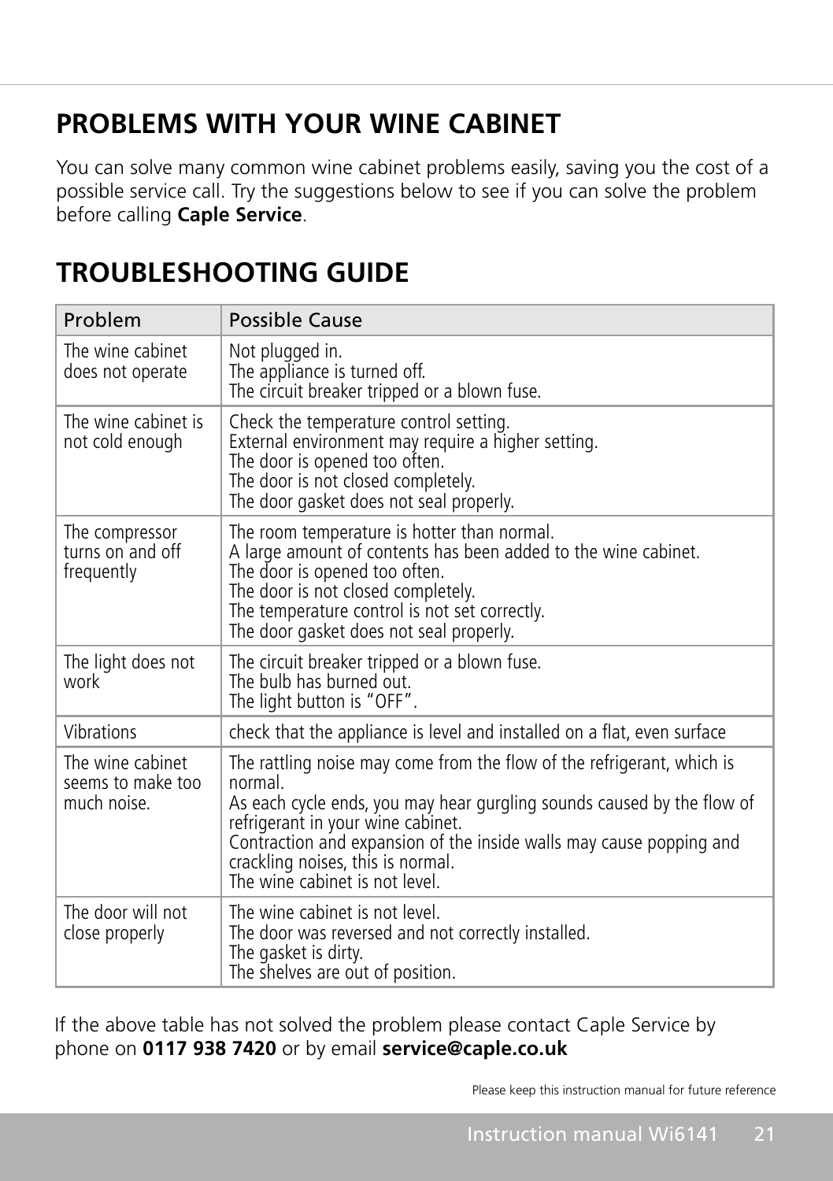## PROBLEMS WITH YOUR WINE CABINET

You can solve many common wine cabinet problems easily, saving you the cost of a possible service call. Try the suggestions below to see if you can solve the problem before calling **Caple Service**.

## TROUBLESHOOTING GUIDE

| Problem | Possible Cause |
|---|---|
| The wine cabinet does not operate | Not plugged in.<br>The appliance is turned off.<br>The circuit breaker tripped or a blown fuse. |
| The wine cabinet is not cold enough | Check the temperature control setting.<br>External environment may require a higher setting.<br>The door is opened too often.<br>The door is not closed completely.<br>The door gasket does not seal properly. |
| The compressor turns on and off frequently | The room temperature is hotter than normal.<br>A large amount of contents has been added to the wine cabinet.<br>The door is opened too often.<br>The door is not closed completely.<br>The temperature control is not set correctly.<br>The door gasket does not seal properly. |
| The light does not work | The circuit breaker tripped or a blown fuse.<br>The bulb has burned out.<br>The light button is "OFF". |
| Vibrations | check that the appliance is level and installed on a flat, even surface |
| The wine cabinet seems to make too much noise. | The rattling noise may come from the flow of the refrigerant, which is normal.<br>As each cycle ends, you may hear gurgling sounds caused by the flow of refrigerant in your wine cabinet.<br>Contraction and expansion of the inside walls may cause popping and crackling noises, this is normal.<br>The wine cabinet is not level. |
| The door will not close properly | The wine cabinet is not level.<br>The door was reversed and not correctly installed.<br>The gasket is dirty.<br>The shelves are out of position. |

If the above table has not solved the problem please contact Caple Service by phone on **0117 938 7420** or by email **service@caple.co.uk**

Please keep this instruction manual for future reference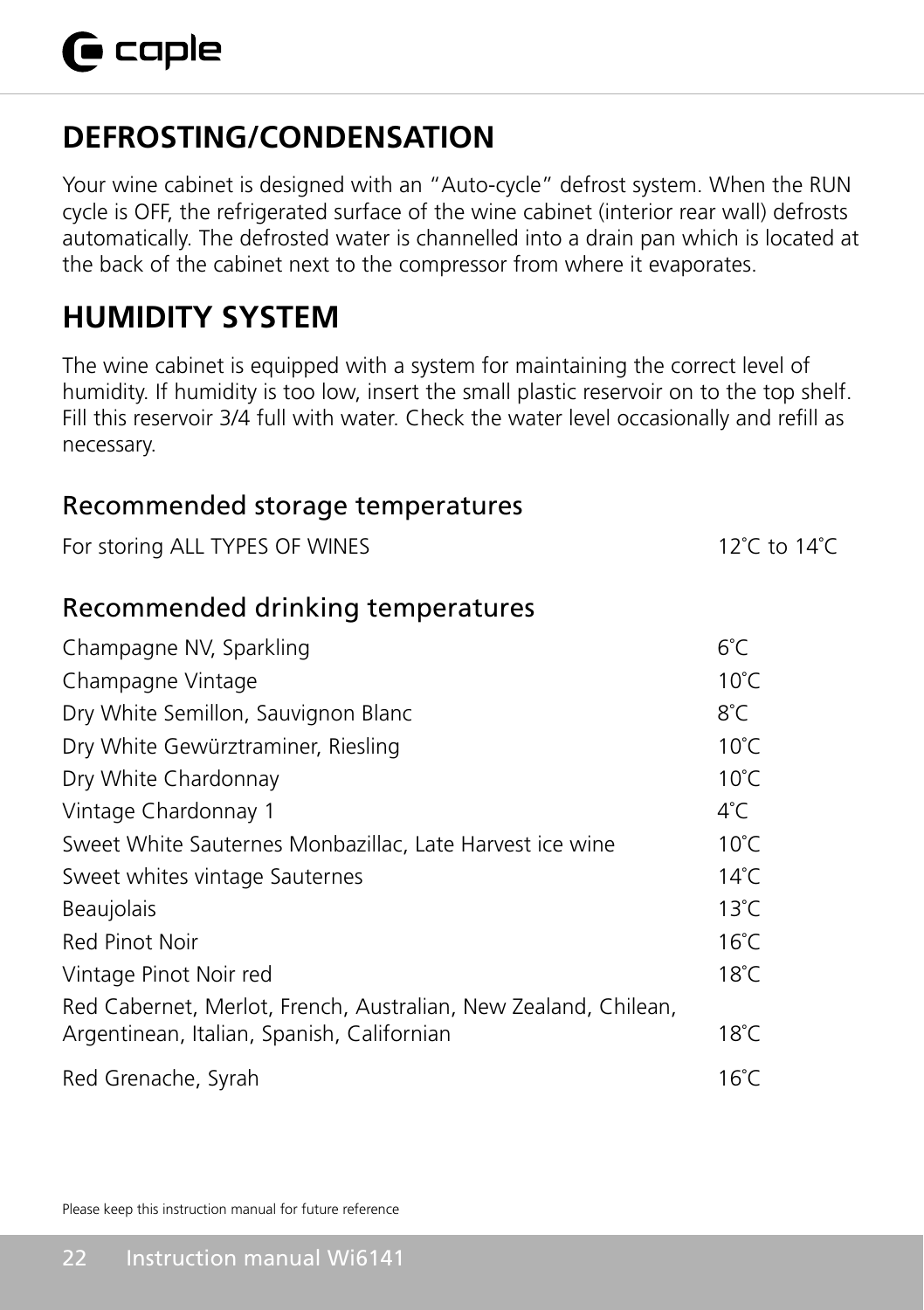## DEFROSTING/CONDENSATION

Your wine cabinet is designed with an "Auto-cycle" defrost system. When the RUN cycle is OFF, the refrigerated surface of the wine cabinet (interior rear wall) defrosts automatically. The defrosted water is channelled into a drain pan which is located at the back of the cabinet next to the compressor from where it evaporates.

## HUMIDITY SYSTEM

The wine cabinet is equipped with a system for maintaining the correct level of humidity. If humidity is too low, insert the small plastic reservoir on to the top shelf. Fill this reservoir 3/4 full with water. Check the water level occasionally and refill as necessary.

### Recommended storage temperatures

| | |
|---|---|
| For storing ALL TYPES OF WINES | 12˚C to 14˚C |

### Recommended drinking temperatures

| | |
|---|---|
| Champagne NV, Sparkling | 6˚C |
| Champagne Vintage | 10˚C |
| Dry White Semillon, Sauvignon Blanc | 8˚C |
| Dry White Gewürztraminer, Riesling | 10˚C |
| Dry White Chardonnay | 10˚C |
| Vintage Chardonnay 1 | 4˚C |
| Sweet White Sauternes Monbazillac, Late Harvest ice wine | 10˚C |
| Sweet whites vintage Sauternes | 14˚C |
| Beaujolais | 13˚C |
| Red Pinot Noir | 16˚C |
| Vintage Pinot Noir red | 18˚C |
| Red Cabernet, Merlot, French, Australian, New Zealand, Chilean, Argentinean, Italian, Spanish, Californian | 18˚C |
| Red Grenache, Syrah | 16˚C |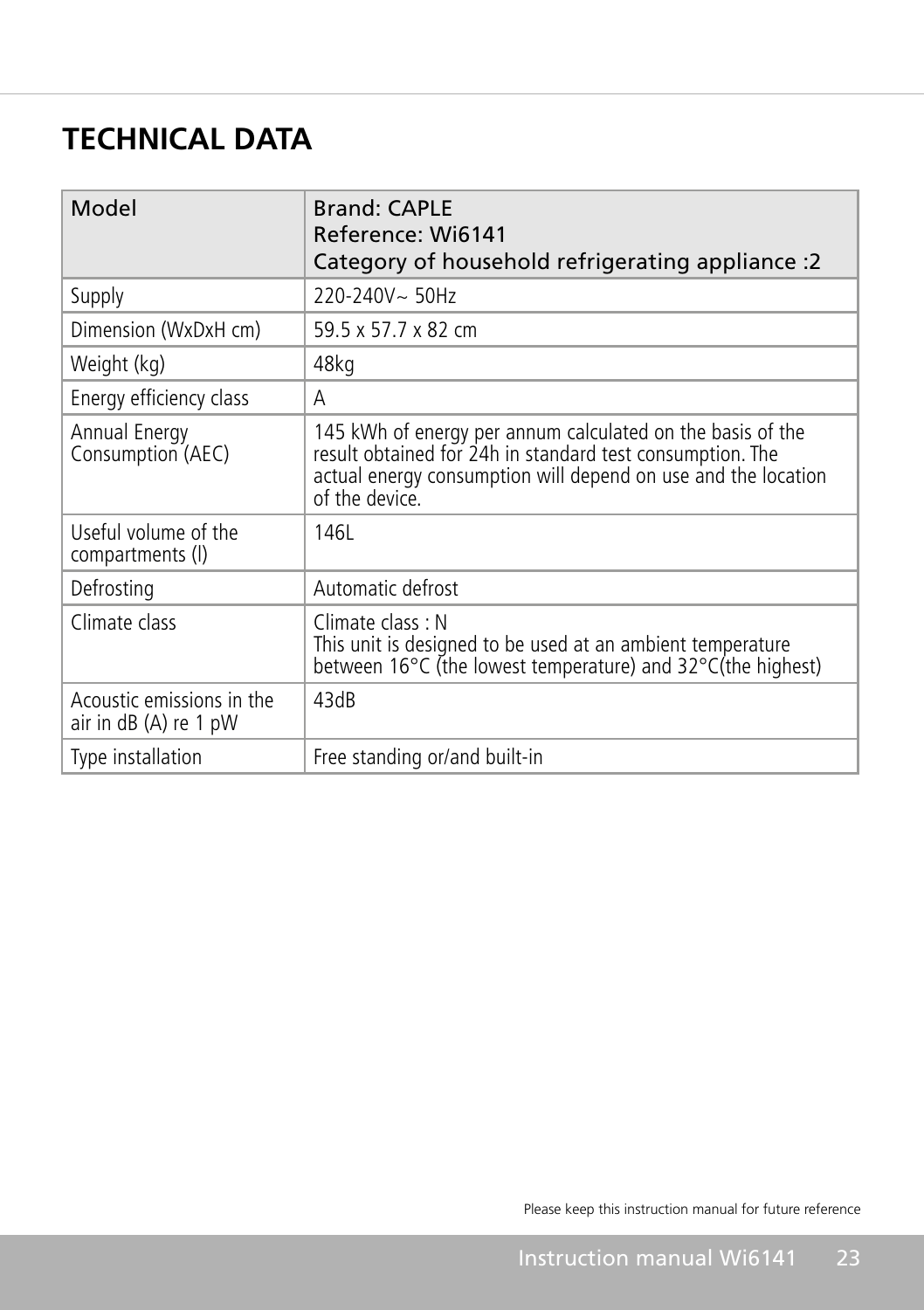# TECHNICAL DATA

| Model | Brand: CAPLE<br>Reference: Wi6141<br>Category of household refrigerating appliance :2 |
|---|---|
| Supply | 220-240V~ 50Hz |
| Dimension (WxDxH cm) | 59.5 x 57.7 x 82 cm |
| Weight (kg) | 48kg |
| Energy efficiency class | A |
| Annual Energy Consumption (AEC) | 145 kWh of energy per annum calculated on the basis of the result obtained for 24h in standard test consumption. The actual energy consumption will depend on use and the location of the device. |
| Useful volume of the compartments (l) | 146L |
| Defrosting | Automatic defrost |
| Climate class | Climate class : N<br>This unit is designed to be used at an ambient temperature between 16°C (the lowest temperature) and 32°C(the highest) |
| Acoustic emissions in the air in dB (A) re 1 pW | 43dB |
| Type installation | Free standing or/and built-in |

Please keep this instruction manual for future reference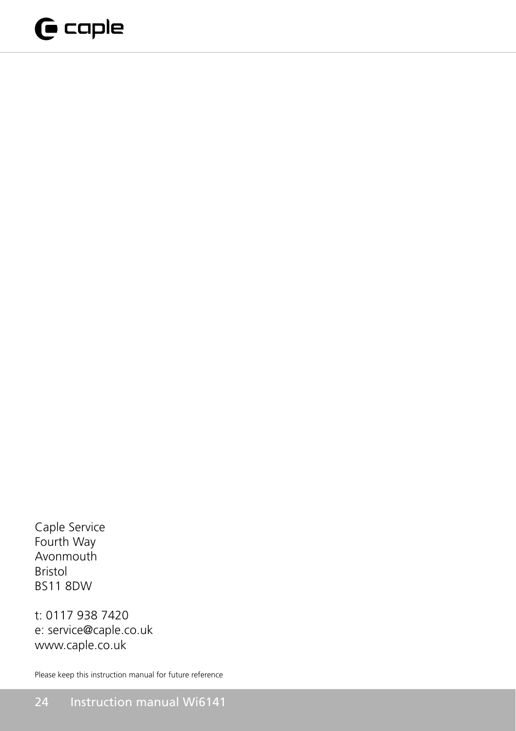Caple Service
Fourth Way
Avonmouth
Bristol
BS11 8DW

t: 0117 938 7420
e: service@caple.co.uk
www.caple.co.uk

Please keep this instruction manual for future reference